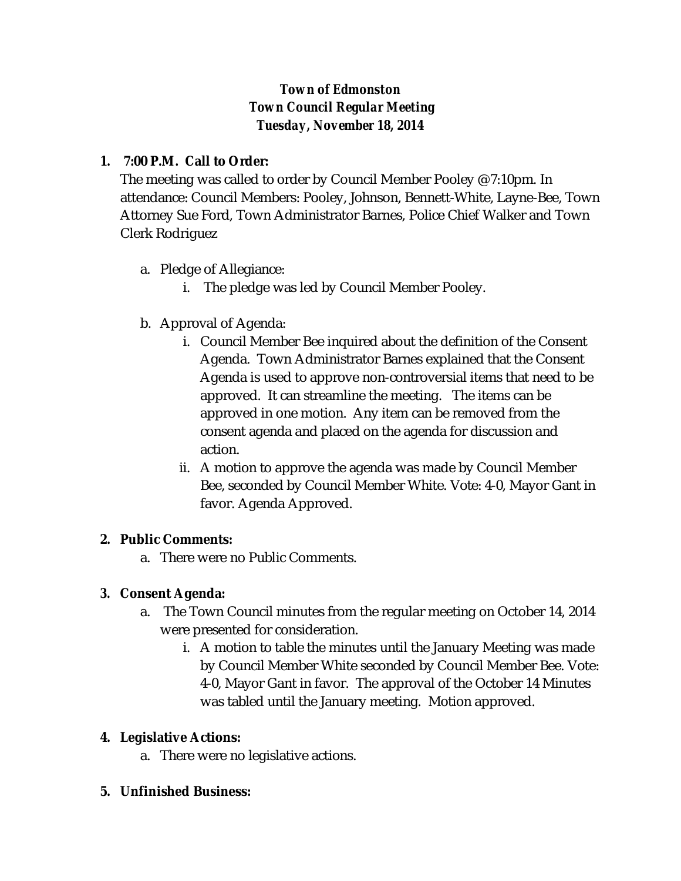***Town of Edmonston***
***Town Council Regular Meeting***
***Tuesday, November 18, 2014***

1. **7:00 P.M. Call to Order:**
   The meeting was called to order by Council Member Pooley @7:10pm. In attendance: Council Members: Pooley, Johnson, Bennett-White, Layne-Bee, Town Attorney Sue Ford, Town Administrator Barnes, Police Chief Walker and Town Clerk Rodriguez

   a. Pledge of Allegiance:
      i. The pledge was led by Council Member Pooley.

   b. Approval of Agenda:
      i. Council Member Bee inquired about the definition of the Consent Agenda. Town Administrator Barnes explained that the Consent Agenda is used to approve non-controversial items that need to be approved. It can streamline the meeting. The items can be approved in one motion. Any item can be removed from the consent agenda and placed on the agenda for discussion and action.
      ii. A motion to approve the agenda was made by Council Member Bee, seconded by Council Member White. Vote: 4-0, Mayor Gant in favor. Agenda Approved.

2. **Public Comments:**
   a. There were no Public Comments.

3. **Consent Agenda:**
   a. The Town Council minutes from the regular meeting on October 14, 2014 were presented for consideration.
      i. A motion to table the minutes until the January Meeting was made by Council Member White seconded by Council Member Bee. Vote: 4-0, Mayor Gant in favor. The approval of the October 14 Minutes was tabled until the January meeting. Motion approved.

4. **Legislative Actions:**
   a. There were no legislative actions.

5. **Unfinished Business:**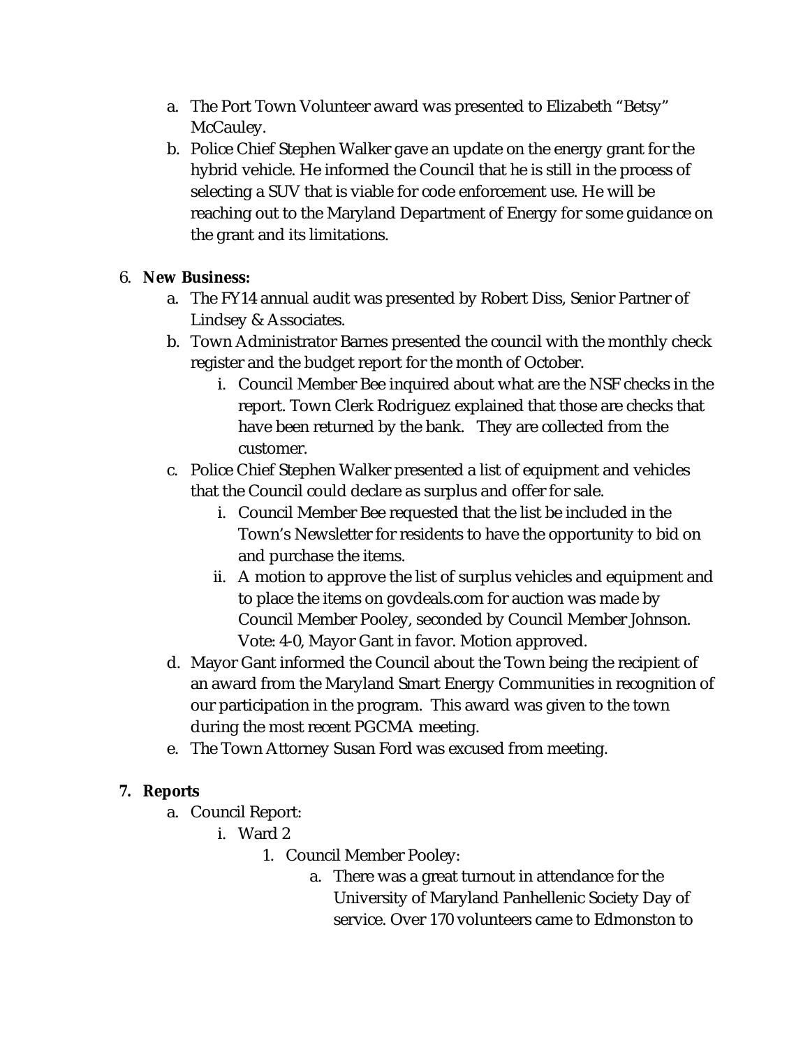a. The Port Town Volunteer award was presented to Elizabeth “Betsy” McCauley.
b. Police Chief Stephen Walker gave an update on the energy grant for the hybrid vehicle. He informed the Council that he is still in the process of selecting a SUV that is viable for code enforcement use. He will be reaching out to the Maryland Department of Energy for some guidance on the grant and its limitations.

6. **New Business:**
    a. The FY14 annual audit was presented by Robert Diss, Senior Partner of Lindsey & Associates.
    b. Town Administrator Barnes presented the council with the monthly check register and the budget report for the month of October.
        i. Council Member Bee inquired about what are the NSF checks in the report. Town Clerk Rodriguez explained that those are checks that have been returned by the bank. They are collected from the customer.
    c. Police Chief Stephen Walker presented a list of equipment and vehicles that the Council could declare as surplus and offer for sale.
        i. Council Member Bee requested that the list be included in the Town’s Newsletter for residents to have the opportunity to bid on and purchase the items.
        ii. A motion to approve the list of surplus vehicles and equipment and to place the items on govdeals.com for auction was made by Council Member Pooley, seconded by Council Member Johnson. Vote: 4-0, Mayor Gant in favor. Motion approved.
    d. Mayor Gant informed the Council about the Town being the recipient of an award from the Maryland Smart Energy Communities in recognition of our participation in the program. This award was given to the town during the most recent PGCMA meeting.
    e. The Town Attorney Susan Ford was excused from meeting.

7. **Reports**
    a. Council Report:
        i. Ward 2
            1. Council Member Pooley:
                a. There was a great turnout in attendance for the University of Maryland Panhellenic Society Day of service. Over 170 volunteers came to Edmonston to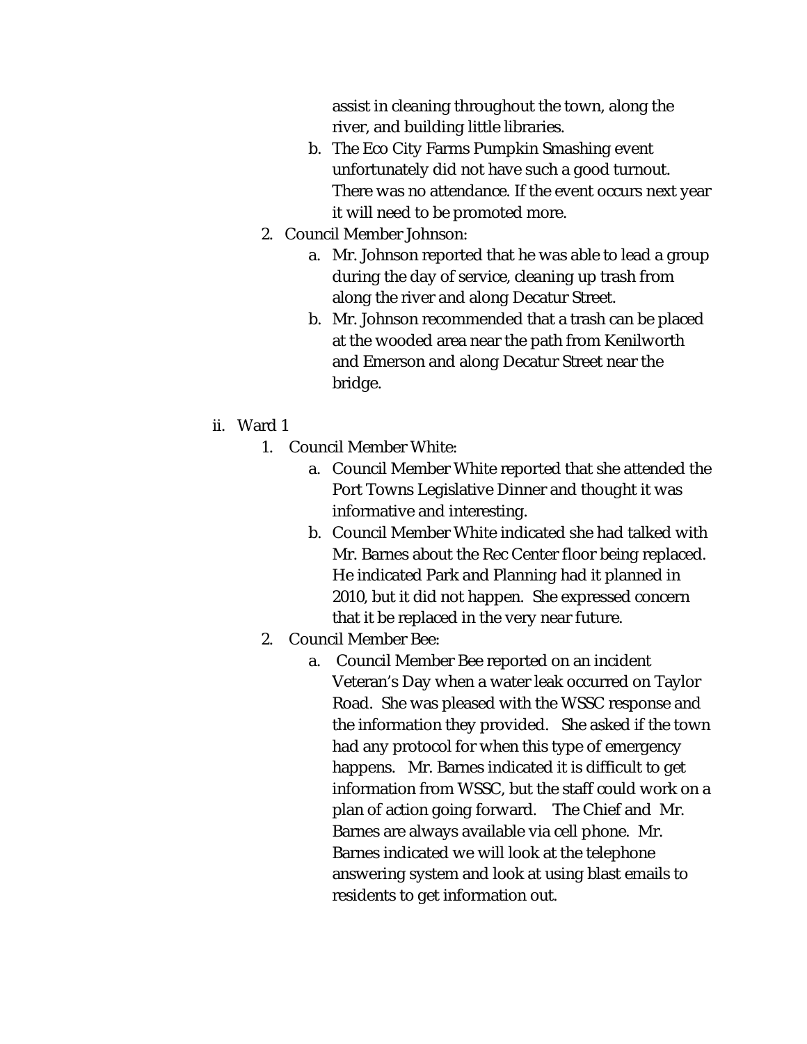assist in cleaning throughout the town, along the river, and building little libraries.

   b. The Eco City Farms Pumpkin Smashing event unfortunately did not have such a good turnout. There was no attendance. If the event occurs next year it will need to be promoted more.

2. Council Member Johnson:
   a. Mr. Johnson reported that he was able to lead a group during the day of service, cleaning up trash from along the river and along Decatur Street.
   b. Mr. Johnson recommended that a trash can be placed at the wooded area near the path from Kenilworth and Emerson and along Decatur Street near the bridge.

ii. Ward 1

1. Council Member White:
   a. Council Member White reported that she attended the Port Towns Legislative Dinner and thought it was informative and interesting.
   b. Council Member White indicated she had talked with Mr. Barnes about the Rec Center floor being replaced. He indicated Park and Planning had it planned in 2010, but it did not happen. She expressed concern that it be replaced in the very near future.
2. Council Member Bee:
   a. Council Member Bee reported on an incident Veteran's Day when a water leak occurred on Taylor Road. She was pleased with the WSSC response and the information they provided. She asked if the town had any protocol for when this type of emergency happens. Mr. Barnes indicated it is difficult to get information from WSSC, but the staff could work on a plan of action going forward. The Chief and Mr. Barnes are always available via cell phone. Mr. Barnes indicated we will look at the telephone answering system and look at using blast emails to residents to get information out.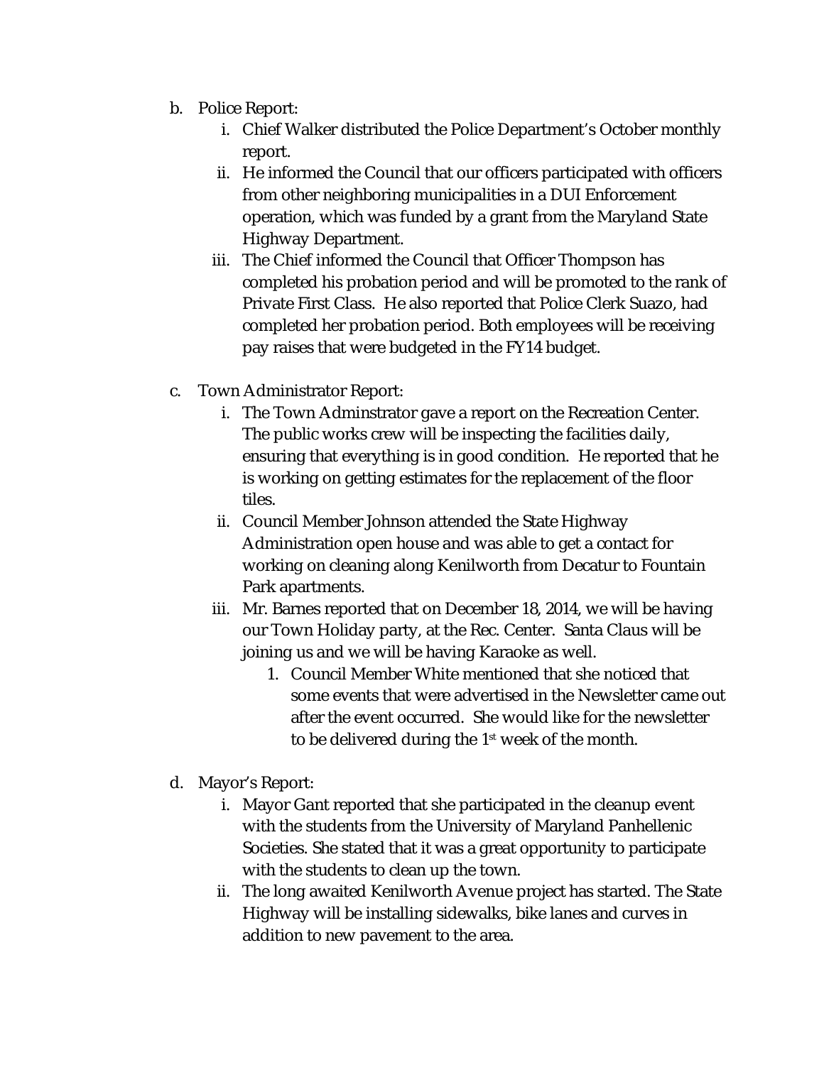b. Police Report:
    i. Chief Walker distributed the Police Department's October monthly report.
    ii. He informed the Council that our officers participated with officers from other neighboring municipalities in a DUI Enforcement operation, which was funded by a grant from the Maryland State Highway Department.
    iii. The Chief informed the Council that Officer Thompson has completed his probation period and will be promoted to the rank of Private First Class. He also reported that Police Clerk Suazo, had completed her probation period. Both employees will be receiving pay raises that were budgeted in the FY14 budget.

c. Town Administrator Report:
    i. The Town Adminstrator gave a report on the Recreation Center. The public works crew will be inspecting the facilities daily, ensuring that everything is in good condition. He reported that he is working on getting estimates for the replacement of the floor tiles.
    ii. Council Member Johnson attended the State Highway Administration open house and was able to get a contact for working on cleaning along Kenilworth from Decatur to Fountain Park apartments.
    iii. Mr. Barnes reported that on December 18, 2014, we will be having our Town Holiday party, at the Rec. Center. Santa Claus will be joining us and we will be having Karaoke as well.
        1. Council Member White mentioned that she noticed that some events that were advertised in the Newsletter came out after the event occurred. She would like for the newsletter to be delivered during the 1st week of the month.

d. Mayor's Report:
    i. Mayor Gant reported that she participated in the cleanup event with the students from the University of Maryland Panhellenic Societies. She stated that it was a great opportunity to participate with the students to clean up the town.
    ii. The long awaited Kenilworth Avenue project has started. The State Highway will be installing sidewalks, bike lanes and curves in addition to new pavement to the area.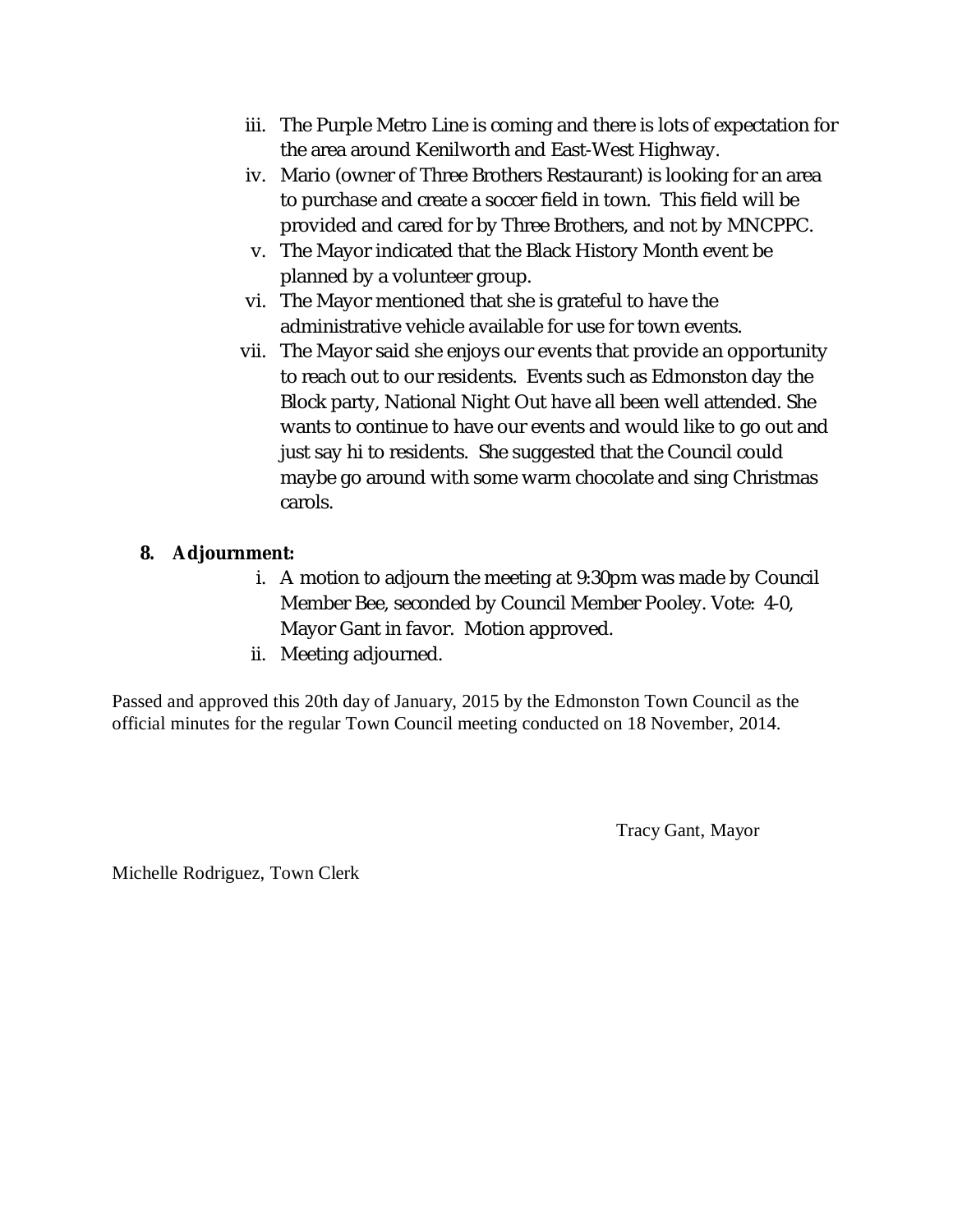iii. The Purple Metro Line is coming and there is lots of expectation for the area around Kenilworth and East-West Highway.

iv. Mario (owner of Three Brothers Restaurant) is looking for an area to purchase and create a soccer field in town. This field will be provided and cared for by Three Brothers, and not by MNCPPC.

v. The Mayor indicated that the Black History Month event be planned by a volunteer group.

vi. The Mayor mentioned that she is grateful to have the administrative vehicle available for use for town events.

vii. The Mayor said she enjoys our events that provide an opportunity to reach out to our residents. Events such as Edmonston day the Block party, National Night Out have all been well attended. She wants to continue to have our events and would like to go out and just say hi to residents. She suggested that the Council could maybe go around with some warm chocolate and sing Christmas carols.

**8. Adjournment:**

i. A motion to adjourn the meeting at 9:30pm was made by Council Member Bee, seconded by Council Member Pooley. Vote: 4-0, Mayor Gant in favor. Motion approved.

ii. Meeting adjourned.

Passed and approved this 20th day of January, 2015 by the Edmonston Town Council as the official minutes for the regular Town Council meeting conducted on 18 November, 2014.

Tracy Gant, Mayor

Michelle Rodriguez, Town Clerk